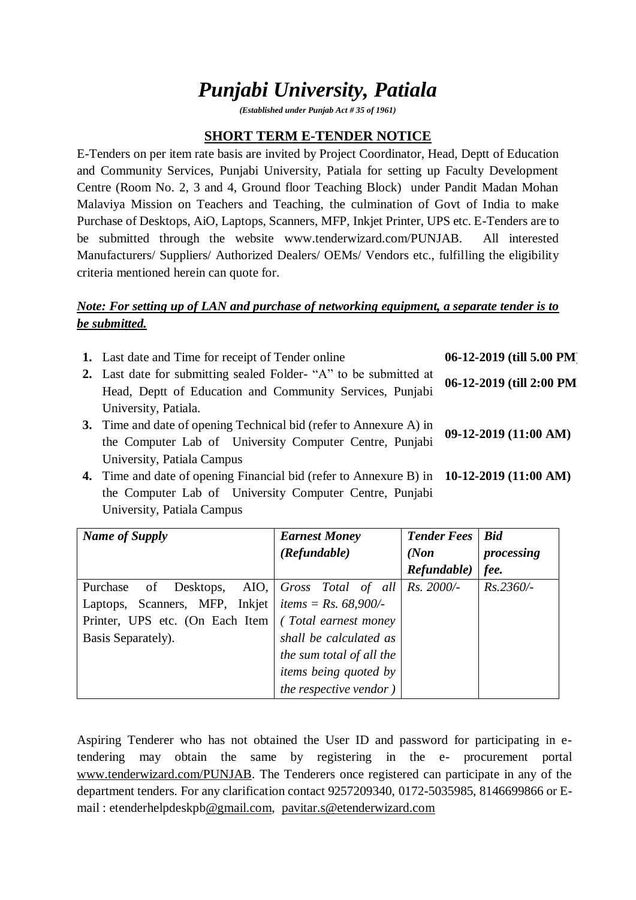# *Punjabi University, Patiala*

***(Established under Punjab Act # 35 of 1961)***

## SHORT TERM E-TENDER NOTICE

E-Tenders on per item rate basis are invited by Project Coordinator, Head, Deptt of Education and Community Services, Punjabi University, Patiala for setting up Faculty Development Centre (Room No. 2, 3 and 4, Ground floor Teaching Block) under Pandit Madan Mohan Malaviya Mission on Teachers and Teaching, the culmination of Govt of India to make Purchase of Desktops, AiO, Laptops, Scanners, MFP, Inkjet Printer, UPS etc. E-Tenders are to be submitted through the website www.tenderwizard.com/PUNJAB. All interested Manufacturers/ Suppliers/ Authorized Dealers/ OEMs/ Vendors etc., fulfilling the eligibility criteria mentioned herein can quote for.

***Note: For setting up of LAN and purchase of networking equipment, a separate tender is to be submitted.***

1. Last date and Time for receipt of Tender online — **06-12-2019 (till 5.00 PM)**
2. Last date for submitting sealed Folder- "A" to be submitted at Head, Deptt of Education and Community Services, Punjabi University, Patiala. — **06-12-2019 (till 2:00 PM**
3. Time and date of opening Technical bid (refer to Annexure A) in the Computer Lab of University Computer Centre, Punjabi University, Patiala Campus — **09-12-2019 (11:00 AM)**
4. Time and date of opening Financial bid (refer to Annexure B) in the Computer Lab of University Computer Centre, Punjabi University, Patiala Campus — **10-12-2019 (11:00 AM)**

| *Name of Supply* | *Earnest Money (Refundable)* | *Tender Fees (Non Refundable)* | *Bid processing fee.* |
|---|---|---|---|
| Purchase of Desktops, AIO, Laptops, Scanners, MFP, Inkjet Printer, UPS etc. (On Each Item Basis Separately). | *Gross Total of all items = Rs. 68,900/- ( Total earnest money shall be calculated as the sum total of all the items being quoted by the respective vendor )* | *Rs. 2000/-* | *Rs.2360/-* |

Aspiring Tenderer who has not obtained the User ID and password for participating in e-tendering may obtain the same by registering in the e- procurement portal www.tenderwizard.com/PUNJAB. The Tenderers once registered can participate in any of the department tenders. For any clarification contact 9257209340, 0172-5035985, 8146699866 or E-mail : etenderhelpdeskpb@gmail.com, pavitar.s@etenderwizard.com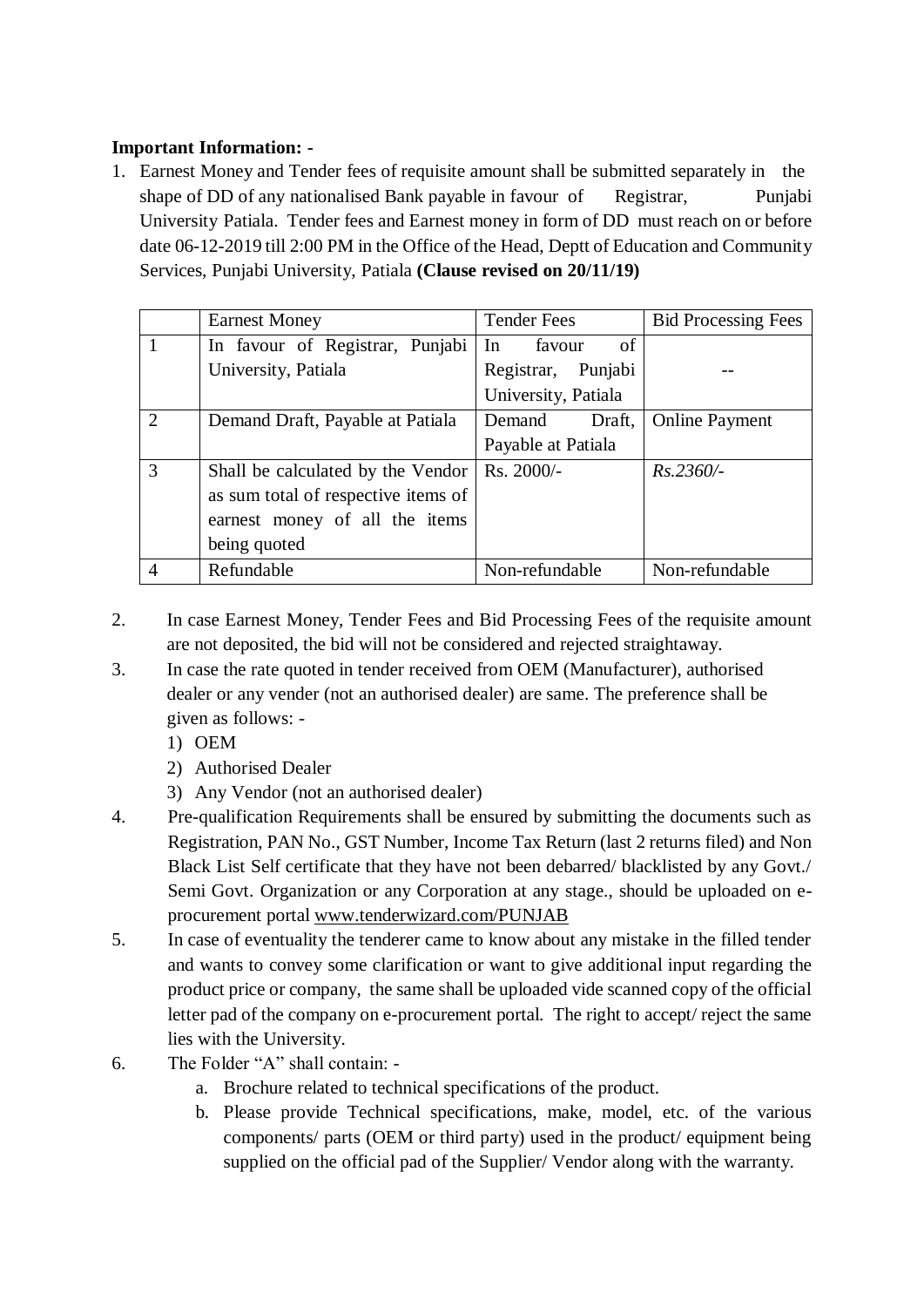**Important Information: -**

1. Earnest Money and Tender fees of requisite amount shall be submitted separately in the shape of DD of any nationalised Bank payable in favour of Registrar, Punjabi University Patiala. Tender fees and Earnest money in form of DD must reach on or before date 06-12-2019 till 2:00 PM in the Office of the Head, Deptt of Education and Community Services, Punjabi University, Patiala **(Clause revised on 20/11/19)**

| | Earnest Money | Tender Fees | Bid Processing Fees |
|---|---|---|---|
| 1 | In favour of Registrar, Punjabi University, Patiala | In favour of Registrar, Punjabi University, Patiala | -- |
| 2 | Demand Draft, Payable at Patiala | Demand Draft, Payable at Patiala | Online Payment |
| 3 | Shall be calculated by the Vendor as sum total of respective items of earnest money of all the items being quoted | Rs. 2000/- | *Rs.2360/-* |
| 4 | Refundable | Non-refundable | Non-refundable |

2. In case Earnest Money, Tender Fees and Bid Processing Fees of the requisite amount are not deposited, the bid will not be considered and rejected straightaway.
3. In case the rate quoted in tender received from OEM (Manufacturer), authorised dealer or any vender (not an authorised dealer) are same. The preference shall be given as follows: -
   1) OEM
   2) Authorised Dealer
   3) Any Vendor (not an authorised dealer)
4. Pre-qualification Requirements shall be ensured by submitting the documents such as Registration, PAN No., GST Number, Income Tax Return (last 2 returns filed) and Non Black List Self certificate that they have not been debarred/ blacklisted by any Govt./ Semi Govt. Organization or any Corporation at any stage., should be uploaded on e-procurement portal www.tenderwizard.com/PUNJAB
5. In case of eventuality the tenderer came to know about any mistake in the filled tender and wants to convey some clarification or want to give additional input regarding the product price or company, the same shall be uploaded vide scanned copy of the official letter pad of the company on e-procurement portal. The right to accept/ reject the same lies with the University.
6. The Folder "A" shall contain: -
   a. Brochure related to technical specifications of the product.
   b. Please provide Technical specifications, make, model, etc. of the various components/ parts (OEM or third party) used in the product/ equipment being supplied on the official pad of the Supplier/ Vendor along with the warranty.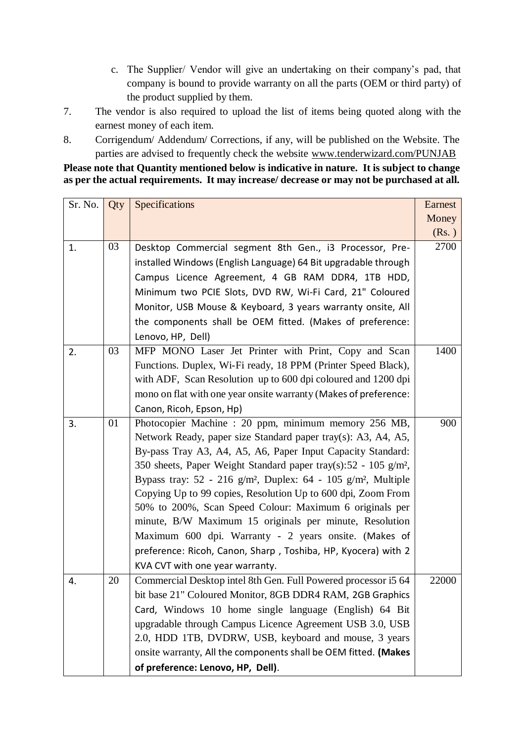c. The Supplier/ Vendor will give an undertaking on their company's pad, that company is bound to provide warranty on all the parts (OEM or third party) of the product supplied by them.

7. The vendor is also required to upload the list of items being quoted along with the earnest money of each item.

8. Corrigendum/ Addendum/ Corrections, if any, will be published on the Website. The parties are advised to frequently check the website www.tenderwizard.com/PUNJAB

**Please note that Quantity mentioned below is indicative in nature. It is subject to change as per the actual requirements. It may increase/ decrease or may not be purchased at all.**

| Sr. No. | Qty | Specifications | Earnest Money (Rs. ) |
|---|---|---|---|
| 1. | 03 | Desktop Commercial segment 8th Gen., i3 Processor, Pre-installed Windows (English Language) 64 Bit upgradable through Campus Licence Agreement, 4 GB RAM DDR4, 1TB HDD, Minimum two PCIE Slots, DVD RW, Wi-Fi Card, 21" Coloured Monitor, USB Mouse & Keyboard, 3 years warranty onsite, All the components shall be OEM fitted. (Makes of preference: Lenovo, HP, Dell) | 2700 |
| 2. | 03 | MFP MONO Laser Jet Printer with Print, Copy and Scan Functions. Duplex, Wi-Fi ready, 18 PPM (Printer Speed Black), with ADF, Scan Resolution up to 600 dpi coloured and 1200 dpi mono on flat with one year onsite warranty (Makes of preference: Canon, Ricoh, Epson, Hp) | 1400 |
| 3. | 01 | Photocopier Machine : 20 ppm, minimum memory 256 MB, Network Ready, paper size Standard paper tray(s): A3, A4, A5, By-pass Tray A3, A4, A5, A6, Paper Input Capacity Standard: 350 sheets, Paper Weight Standard paper tray(s):52 - 105 g/m², Bypass tray: 52 - 216 g/m², Duplex: 64 - 105 g/m², Multiple Copying Up to 99 copies, Resolution Up to 600 dpi, Zoom From 50% to 200%, Scan Speed Colour: Maximum 6 originals per minute, B/W Maximum 15 originals per minute, Resolution Maximum 600 dpi. Warranty - 2 years onsite. (Makes of preference: Ricoh, Canon, Sharp , Toshiba, HP, Kyocera) with 2 KVA CVT with one year warranty. | 900 |
| 4. | 20 | Commercial Desktop intel 8th Gen. Full Powered processor i5 64 bit base 21" Coloured Monitor, 8GB DDR4 RAM, 2GB Graphics Card, Windows 10 home single language (English) 64 Bit upgradable through Campus Licence Agreement USB 3.0, USB 2.0, HDD 1TB, DVDRW, USB, keyboard and mouse, 3 years onsite warranty, All the components shall be OEM fitted. **(Makes of preference: Lenovo, HP, Dell)**. | 22000 |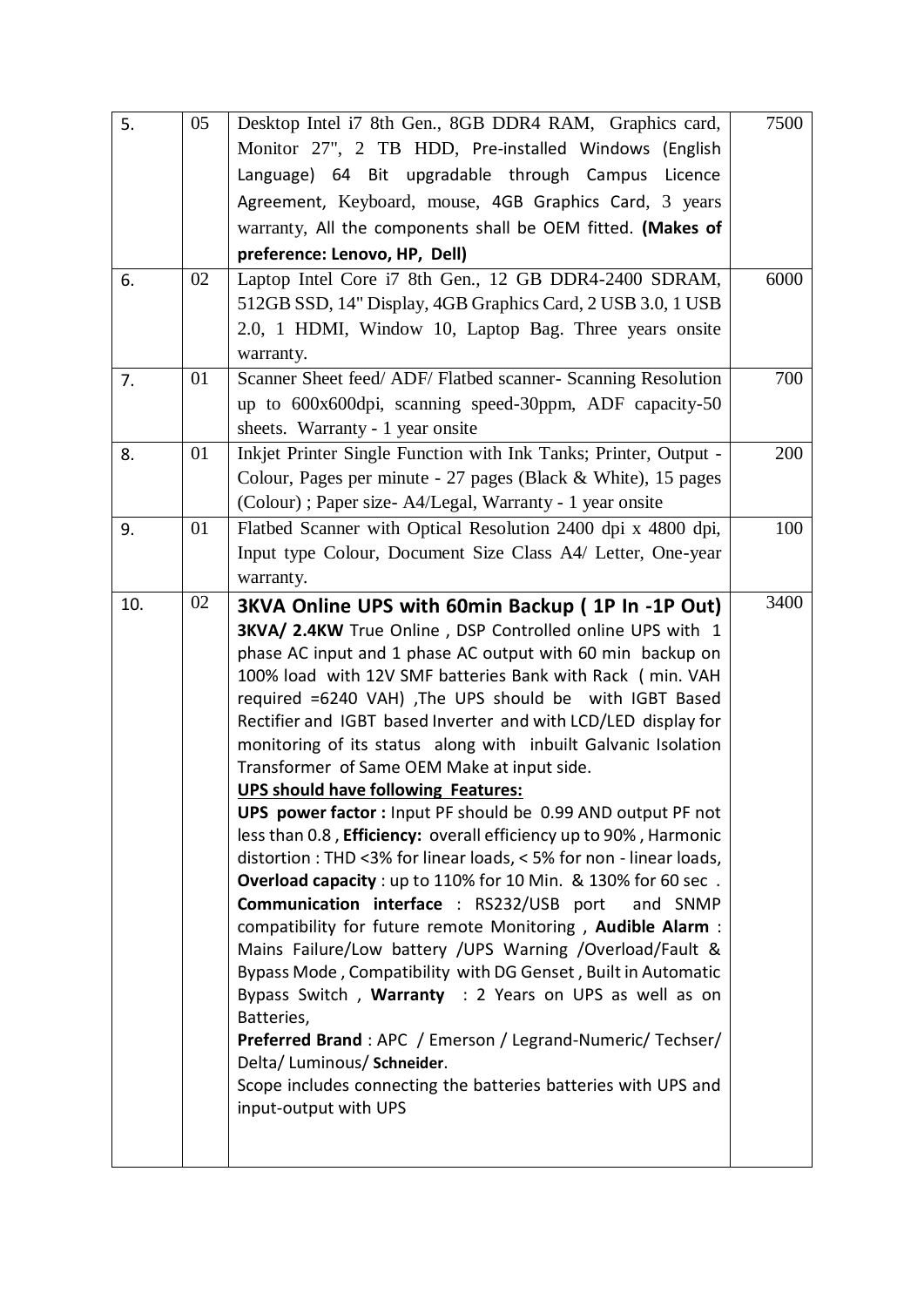| 5. | 05 | Desktop Intel i7 8th Gen., 8GB DDR4 RAM, Graphics card, Monitor 27", 2 TB HDD, Pre-installed Windows (English Language) 64 Bit upgradable through Campus Licence Agreement, Keyboard, mouse, 4GB Graphics Card, 3 years warranty, All the components shall be OEM fitted. **(Makes of preference: Lenovo, HP, Dell)** | 7500 |
|---|---|---|---|
| 6. | 02 | Laptop Intel Core i7 8th Gen., 12 GB DDR4-2400 SDRAM, 512GB SSD, 14" Display, 4GB Graphics Card, 2 USB 3.0, 1 USB 2.0, 1 HDMI, Window 10, Laptop Bag. Three years onsite warranty. | 6000 |
| 7. | 01 | Scanner Sheet feed/ ADF/ Flatbed scanner- Scanning Resolution up to 600x600dpi, scanning speed-30ppm, ADF capacity-50 sheets. Warranty - 1 year onsite | 700 |
| 8. | 01 | Inkjet Printer Single Function with Ink Tanks; Printer, Output - Colour, Pages per minute - 27 pages (Black & White), 15 pages (Colour) ; Paper size- A4/Legal, Warranty - 1 year onsite | 200 |
| 9. | 01 | Flatbed Scanner with Optical Resolution 2400 dpi x 4800 dpi, Input type Colour, Document Size Class A4/ Letter, One-year warranty. | 100 |
| 10. | 02 | **3KVA Online UPS with 60min Backup ( 1P In -1P Out)** **3KVA/ 2.4KW** True Online , DSP Controlled online UPS with 1 phase AC input and 1 phase AC output with 60 min backup on 100% load with 12V SMF batteries Bank with Rack ( min. VAH required =6240 VAH) ,The UPS should be with IGBT Based Rectifier and IGBT based Inverter and with LCD/LED display for monitoring of its status along with inbuilt Galvanic Isolation Transformer of Same OEM Make at input side. **UPS should have following Features:** **UPS power factor :** Input PF should be 0.99 AND output PF not less than 0.8 , **Efficiency:** overall efficiency up to 90% , Harmonic distortion : THD <3% for linear loads, < 5% for non - linear loads, **Overload capacity** : up to 110% for 10 Min. & 130% for 60 sec . **Communication interface** : RS232/USB port and SNMP compatibility for future remote Monitoring , **Audible Alarm** : Mains Failure/Low battery /UPS Warning /Overload/Fault & Bypass Mode , Compatibility with DG Genset , Built in Automatic Bypass Switch , **Warranty** : 2 Years on UPS as well as on Batteries, **Preferred Brand** : APC / Emerson / Legrand-Numeric/ Techser/ Delta/ Luminous/ **Schneider**. Scope includes connecting the batteries batteries with UPS and input-output with UPS | 3400 |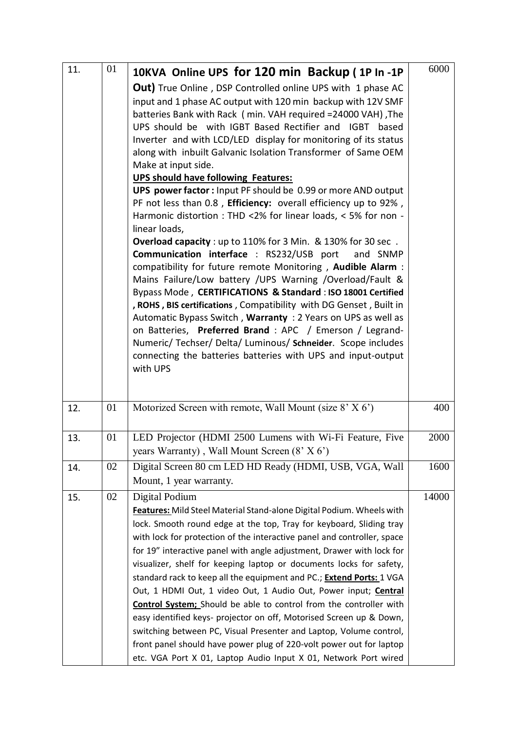| 11. | 01 | **10KVA Online UPS for 120 min Backup ( 1P In -1P Out)** True Online , DSP Controlled online UPS with 1 phase AC input and 1 phase AC output with 120 min backup with 12V SMF batteries Bank with Rack ( min. VAH required =24000 VAH) ,The UPS should be with IGBT Based Rectifier and IGBT based Inverter and with LCD/LED display for monitoring of its status along with inbuilt Galvanic Isolation Transformer of Same OEM Make at input side.<br>**UPS should have following Features:**<br>**UPS power factor :** Input PF should be 0.99 or more AND output PF not less than 0.8 , **Efficiency:** overall efficiency up to 92% , Harmonic distortion : THD <2% for linear loads, < 5% for non - linear loads,<br>**Overload capacity** : up to 110% for 3 Min. & 130% for 30 sec .<br>**Communication interface** : RS232/USB port and SNMP compatibility for future remote Monitoring , **Audible Alarm** : Mains Failure/Low battery /UPS Warning /Overload/Fault & Bypass Mode , **CERTIFICATIONS & Standard** : **ISO 18001 Certified , ROHS , BIS certifications** , Compatibility with DG Genset , Built in Automatic Bypass Switch , **Warranty** : 2 Years on UPS as well as on Batteries, **Preferred Brand** : APC / Emerson / Legrand-Numeric/ Techser/ Delta/ Luminous/ **Schneider**. Scope includes connecting the batteries batteries with UPS and input-output with UPS | 6000 |
|---|---|---|---|
| 12. | 01 | Motorized Screen with remote, Wall Mount (size 8' X 6') | 400 |
| 13. | 01 | LED Projector (HDMI 2500 Lumens with Wi-Fi Feature, Five years Warranty) , Wall Mount Screen (8' X 6') | 2000 |
| 14. | 02 | Digital Screen 80 cm LED HD Ready (HDMI, USB, VGA, Wall Mount, 1 year warranty. | 1600 |
| 15. | 02 | Digital Podium<br>**Features:** Mild Steel Material Stand-alone Digital Podium. Wheels with lock. Smooth round edge at the top, Tray for keyboard, Sliding tray with lock for protection of the interactive panel and controller, space for 19" interactive panel with angle adjustment, Drawer with lock for visualizer, shelf for keeping laptop or documents locks for safety, standard rack to keep all the equipment and PC.; **Extend Ports:** 1 VGA Out, 1 HDMI Out, 1 video Out, 1 Audio Out, Power input; **Central Control System;** Should be able to control from the controller with easy identified keys- projector on off, Motorised Screen up & Down, switching between PC, Visual Presenter and Laptop, Volume control, front panel should have power plug of 220-volt power out for laptop etc. VGA Port X 01, Laptop Audio Input X 01, Network Port wired | 14000 |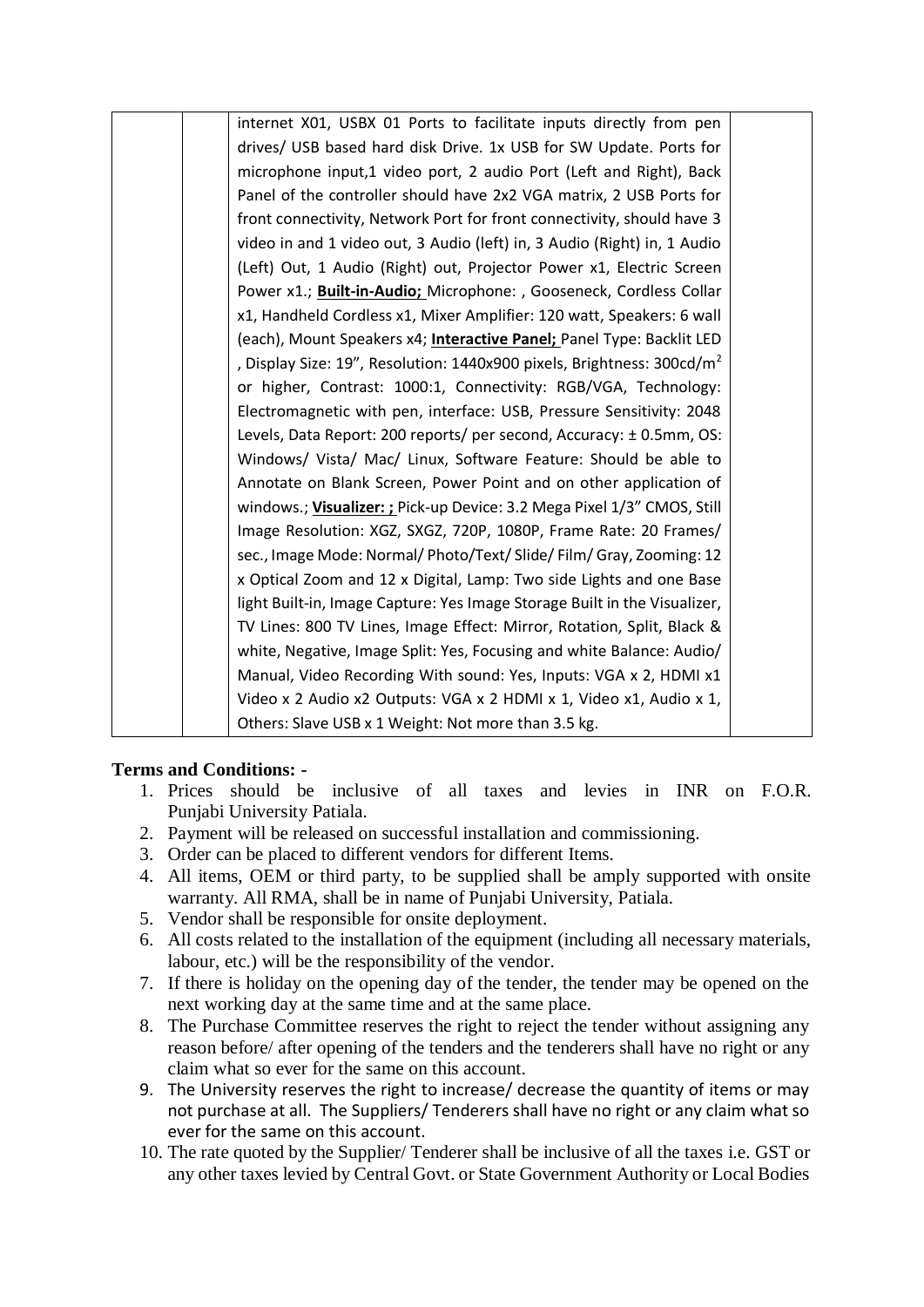|  |  | internet X01, USBX 01 Ports to facilitate inputs directly from pen drives/ USB based hard disk Drive. 1x USB for SW Update. Ports for microphone input,1 video port, 2 audio Port (Left and Right), Back Panel of the controller should have 2x2 VGA matrix, 2 USB Ports for front connectivity, Network Port for front connectivity, should have 3 video in and 1 video out, 3 Audio (left) in, 3 Audio (Right) in, 1 Audio (Left) Out, 1 Audio (Right) out, Projector Power x1, Electric Screen Power x1.; **Built-in-Audio;** Microphone: , Gooseneck, Cordless Collar x1, Handheld Cordless x1, Mixer Amplifier: 120 watt, Speakers: 6 wall (each), Mount Speakers x4; **Interactive Panel;** Panel Type: Backlit LED , Display Size: 19", Resolution: 1440x900 pixels, Brightness: 300cd/$m^2$ or higher, Contrast: 1000:1, Connectivity: RGB/VGA, Technology: Electromagnetic with pen, interface: USB, Pressure Sensitivity: 2048 Levels, Data Report: 200 reports/ per second, Accuracy: ± 0.5mm, OS: Windows/ Vista/ Mac/ Linux, Software Feature: Should be able to Annotate on Blank Screen, Power Point and on other application of windows.; **Visualizer: ;** Pick-up Device: 3.2 Mega Pixel 1/3" CMOS, Still Image Resolution: XGZ, SXGZ, 720P, 1080P, Frame Rate: 20 Frames/ sec., Image Mode: Normal/ Photo/Text/ Slide/ Film/ Gray, Zooming: 12 x Optical Zoom and 12 x Digital, Lamp: Two side Lights and one Base light Built-in, Image Capture: Yes Image Storage Built in the Visualizer, TV Lines: 800 TV Lines, Image Effect: Mirror, Rotation, Split, Black & white, Negative, Image Split: Yes, Focusing and white Balance: Audio/ Manual, Video Recording With sound: Yes, Inputs: VGA x 2, HDMI x1 Video x 2 Audio x2 Outputs: VGA x 2 HDMI x 1, Video x1, Audio x 1, Others: Slave USB x 1 Weight: Not more than 3.5 kg. |  |

**Terms and Conditions: -**

1. Prices should be inclusive of all taxes and levies in INR on F.O.R. Punjabi University Patiala.
2. Payment will be released on successful installation and commissioning.
3. Order can be placed to different vendors for different Items.
4. All items, OEM or third party, to be supplied shall be amply supported with onsite warranty. All RMA, shall be in name of Punjabi University, Patiala.
5. Vendor shall be responsible for onsite deployment.
6. All costs related to the installation of the equipment (including all necessary materials, labour, etc.) will be the responsibility of the vendor.
7. If there is holiday on the opening day of the tender, the tender may be opened on the next working day at the same time and at the same place.
8. The Purchase Committee reserves the right to reject the tender without assigning any reason before/ after opening of the tenders and the tenderers shall have no right or any claim what so ever for the same on this account.
9. The University reserves the right to increase/ decrease the quantity of items or may not purchase at all. The Suppliers/ Tenderers shall have no right or any claim what so ever for the same on this account.
10. The rate quoted by the Supplier/ Tenderer shall be inclusive of all the taxes i.e. GST or any other taxes levied by Central Govt. or State Government Authority or Local Bodies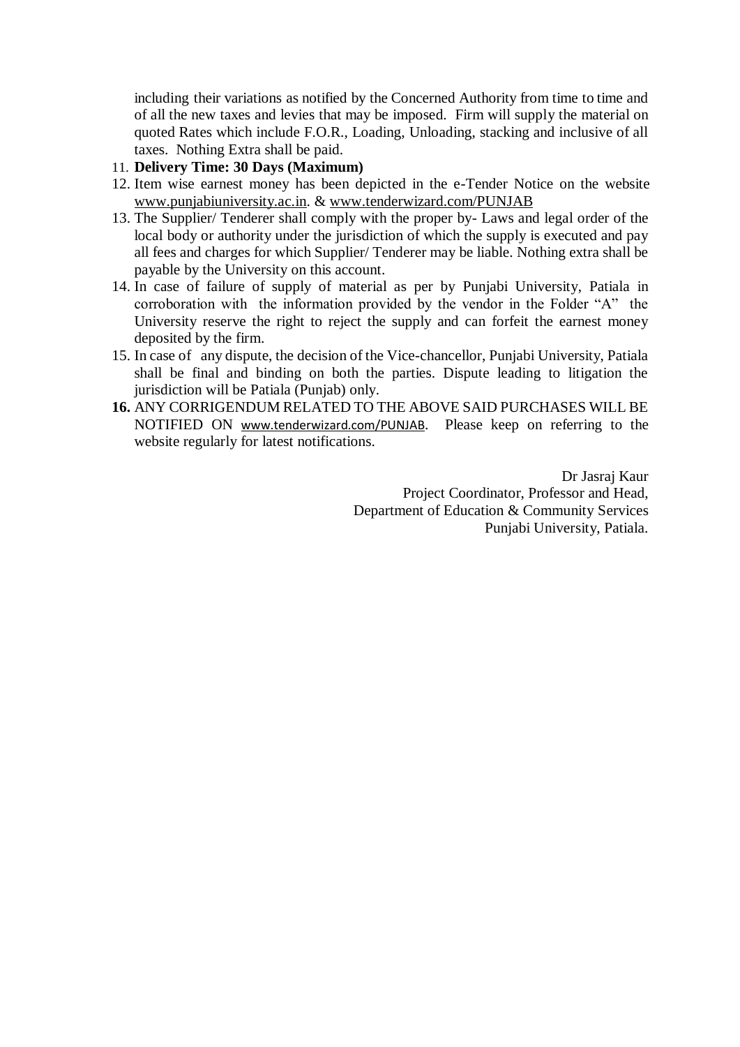including their variations as notified by the Concerned Authority from time to time and of all the new taxes and levies that may be imposed. Firm will supply the material on quoted Rates which include F.O.R., Loading, Unloading, stacking and inclusive of all taxes. Nothing Extra shall be paid.

11. **Delivery Time: 30 Days (Maximum)**
12. Item wise earnest money has been depicted in the e-Tender Notice on the website www.punjabiuniversity.ac.in. & www.tenderwizard.com/PUNJAB
13. The Supplier/ Tenderer shall comply with the proper by- Laws and legal order of the local body or authority under the jurisdiction of which the supply is executed and pay all fees and charges for which Supplier/ Tenderer may be liable. Nothing extra shall be payable by the University on this account.
14. In case of failure of supply of material as per by Punjabi University, Patiala in corroboration with the information provided by the vendor in the Folder "A" the University reserve the right to reject the supply and can forfeit the earnest money deposited by the firm.
15. In case of any dispute, the decision of the Vice-chancellor, Punjabi University, Patiala shall be final and binding on both the parties. Dispute leading to litigation the jurisdiction will be Patiala (Punjab) only.
16. ANY CORRIGENDUM RELATED TO THE ABOVE SAID PURCHASES WILL BE NOTIFIED ON www.tenderwizard.com/PUNJAB. Please keep on referring to the website regularly for latest notifications.

Dr Jasraj Kaur
Project Coordinator, Professor and Head,
Department of Education & Community Services
Punjabi University, Patiala.